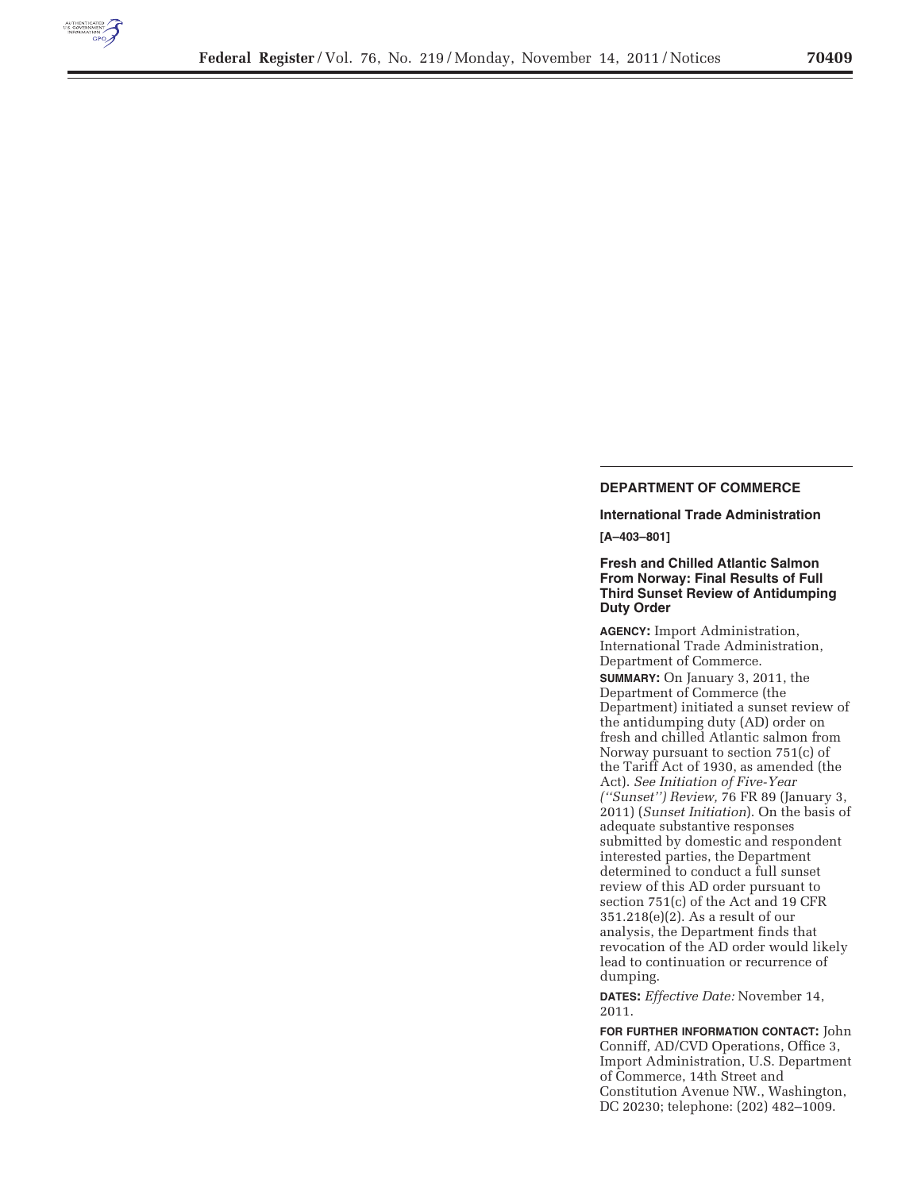## DEPARTMENT OF COMMERCE

### International Trade Administration

**[A–403–801]**

### Fresh and Chilled Atlantic Salmon From Norway: Final Results of Full Third Sunset Review of Antidumping Duty Order

**AGENCY:** Import Administration, International Trade Administration, Department of Commerce.

**SUMMARY:** On January 3, 2011, the Department of Commerce (the Department) initiated a sunset review of the antidumping duty (AD) order on fresh and chilled Atlantic salmon from Norway pursuant to section 751(c) of the Tariff Act of 1930, as amended (the Act). *See Initiation of Five-Year (''Sunset'') Review,* 76 FR 89 (January 3, 2011) (*Sunset Initiation*). On the basis of adequate substantive responses submitted by domestic and respondent interested parties, the Department determined to conduct a full sunset review of this AD order pursuant to section 751(c) of the Act and 19 CFR 351.218(e)(2). As a result of our analysis, the Department finds that revocation of the AD order would likely lead to continuation or recurrence of dumping.

**DATES:** *Effective Date:* November 14, 2011.

**FOR FURTHER INFORMATION CONTACT:** John Conniff, AD/CVD Operations, Office 3, Import Administration, U.S. Department of Commerce, 14th Street and Constitution Avenue NW., Washington, DC 20230; telephone: (202) 482–1009.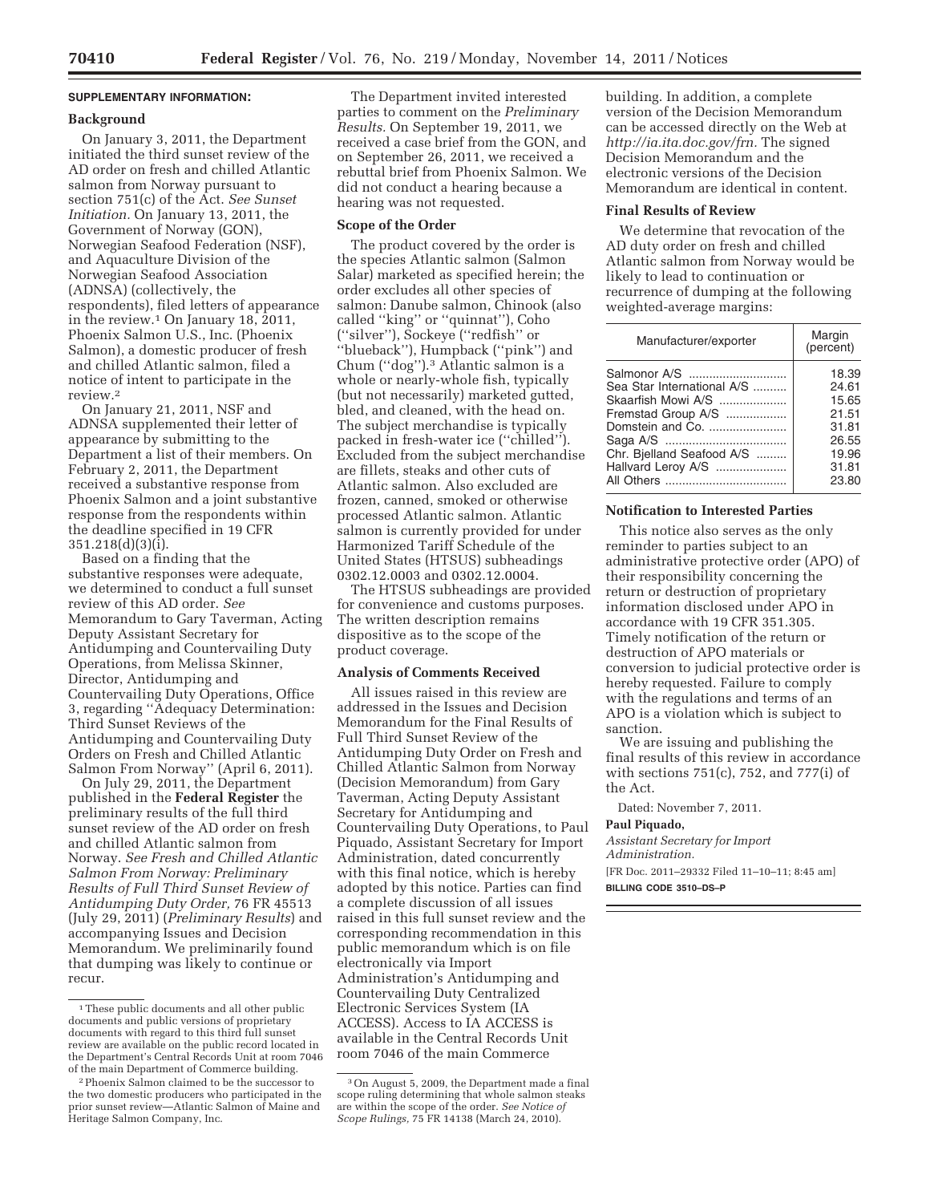**SUPPLEMENTARY INFORMATION:**

**Background**

On January 3, 2011, the Department initiated the third sunset review of the AD order on fresh and chilled Atlantic salmon from Norway pursuant to section 751(c) of the Act. *See Sunset Initiation.* On January 13, 2011, the Government of Norway (GON), Norwegian Seafood Federation (NSF), and Aquaculture Division of the Norwegian Seafood Association (ADNSA) (collectively, the respondents), filed letters of appearance in the review.[1] On January 18, 2011, Phoenix Salmon U.S., Inc. (Phoenix Salmon), a domestic producer of fresh and chilled Atlantic salmon, filed a notice of intent to participate in the review.[2]

On January 21, 2011, NSF and ADNSA supplemented their letter of appearance by submitting to the Department a list of their members. On February 2, 2011, the Department received a substantive response from Phoenix Salmon and a joint substantive response from the respondents within the deadline specified in 19 CFR 351.218(d)(3)(i).

Based on a finding that the substantive responses were adequate, we determined to conduct a full sunset review of this AD order. *See* Memorandum to Gary Taverman, Acting Deputy Assistant Secretary for Antidumping and Countervailing Duty Operations, from Melissa Skinner, Director, Antidumping and Countervailing Duty Operations, Office 3, regarding ''Adequacy Determination: Third Sunset Reviews of the Antidumping and Countervailing Duty Orders on Fresh and Chilled Atlantic Salmon From Norway'' (April 6, 2011).

On July 29, 2011, the Department published in the **Federal Register** the preliminary results of the full third sunset review of the AD order on fresh and chilled Atlantic salmon from Norway. *See Fresh and Chilled Atlantic Salmon From Norway: Preliminary Results of Full Third Sunset Review of Antidumping Duty Order,* 76 FR 45513 (July 29, 2011) (*Preliminary Results*) and accompanying Issues and Decision Memorandum. We preliminarily found that dumping was likely to continue or recur.

The Department invited interested parties to comment on the *Preliminary Results.* On September 19, 2011, we received a case brief from the GON, and on September 26, 2011, we received a rebuttal brief from Phoenix Salmon. We did not conduct a hearing because a hearing was not requested.

**Scope of the Order**

The product covered by the order is the species Atlantic salmon (Salmon Salar) marketed as specified herein; the order excludes all other species of salmon: Danube salmon, Chinook (also called ''king'' or ''quinnat''), Coho (''silver''), Sockeye (''redfish'' or ''blueback''), Humpback (''pink'') and Chum (''dog'').[3] Atlantic salmon is a whole or nearly-whole fish, typically (but not necessarily) marketed gutted, bled, and cleaned, with the head on. The subject merchandise is typically packed in fresh-water ice (''chilled''). Excluded from the subject merchandise are fillets, steaks and other cuts of Atlantic salmon. Also excluded are frozen, canned, smoked or otherwise processed Atlantic salmon. Atlantic salmon is currently provided for under Harmonized Tariff Schedule of the United States (HTSUS) subheadings 0302.12.0003 and 0302.12.0004.

The HTSUS subheadings are provided for convenience and customs purposes. The written description remains dispositive as to the scope of the product coverage.

**Analysis of Comments Received**

All issues raised in this review are addressed in the Issues and Decision Memorandum for the Final Results of Full Third Sunset Review of the Antidumping Duty Order on Fresh and Chilled Atlantic Salmon from Norway (Decision Memorandum) from Gary Taverman, Acting Deputy Assistant Secretary for Antidumping and Countervailing Duty Operations, to Paul Piquado, Assistant Secretary for Import Administration, dated concurrently with this final notice, which is hereby adopted by this notice. Parties can find a complete discussion of all issues raised in this full sunset review and the corresponding recommendation in this public memorandum which is on file electronically via Import Administration's Antidumping and Countervailing Duty Centralized Electronic Services System (IA ACCESS). Access to IA ACCESS is available in the Central Records Unit room 7046 of the main Commerce building. In addition, a complete version of the Decision Memorandum can be accessed directly on the Web at *http://ia.ita.doc.gov/frn.* The signed Decision Memorandum and the electronic versions of the Decision Memorandum are identical in content.

**Final Results of Review**

We determine that revocation of the AD duty order on fresh and chilled Atlantic salmon from Norway would be likely to lead to continuation or recurrence of dumping at the following weighted-average margins:

| Manufacturer/exporter | Margin (percent) |
|---|---|
| Salmonor A/S | 18.39 |
| Sea Star International A/S | 24.61 |
| Skaarfish Mowi A/S | 15.65 |
| Fremstad Group A/S | 21.51 |
| Domstein and Co. | 31.81 |
| Saga A/S | 26.55 |
| Chr. Bjelland Seafood A/S | 19.96 |
| Hallvard Leroy A/S | 31.81 |
| All Others | 23.80 |

**Notification to Interested Parties**

This notice also serves as the only reminder to parties subject to an administrative protective order (APO) of their responsibility concerning the return or destruction of proprietary information disclosed under APO in accordance with 19 CFR 351.305. Timely notification of the return or destruction of APO materials or conversion to judicial protective order is hereby requested. Failure to comply with the regulations and terms of an APO is a violation which is subject to sanction.

We are issuing and publishing the final results of this review in accordance with sections 751(c), 752, and 777(i) of the Act.

Dated: November 7, 2011.

**Paul Piquado,**

*Assistant Secretary for Import Administration.*

[FR Doc. 2011–29332 Filed 11–10–11; 8:45 am]

**BILLING CODE 3510–DS–P**

---

[1] These public documents and all other public documents and public versions of proprietary documents with regard to this third full sunset review are available on the public record located in the Department's Central Records Unit at room 7046 of the main Department of Commerce building.

[2] Phoenix Salmon claimed to be the successor to the two domestic producers who participated in the prior sunset review—Atlantic Salmon of Maine and Heritage Salmon Company, Inc.

[3] On August 5, 2009, the Department made a final scope ruling determining that whole salmon steaks are within the scope of the order. *See Notice of Scope Rulings,* 75 FR 14138 (March 24, 2010).